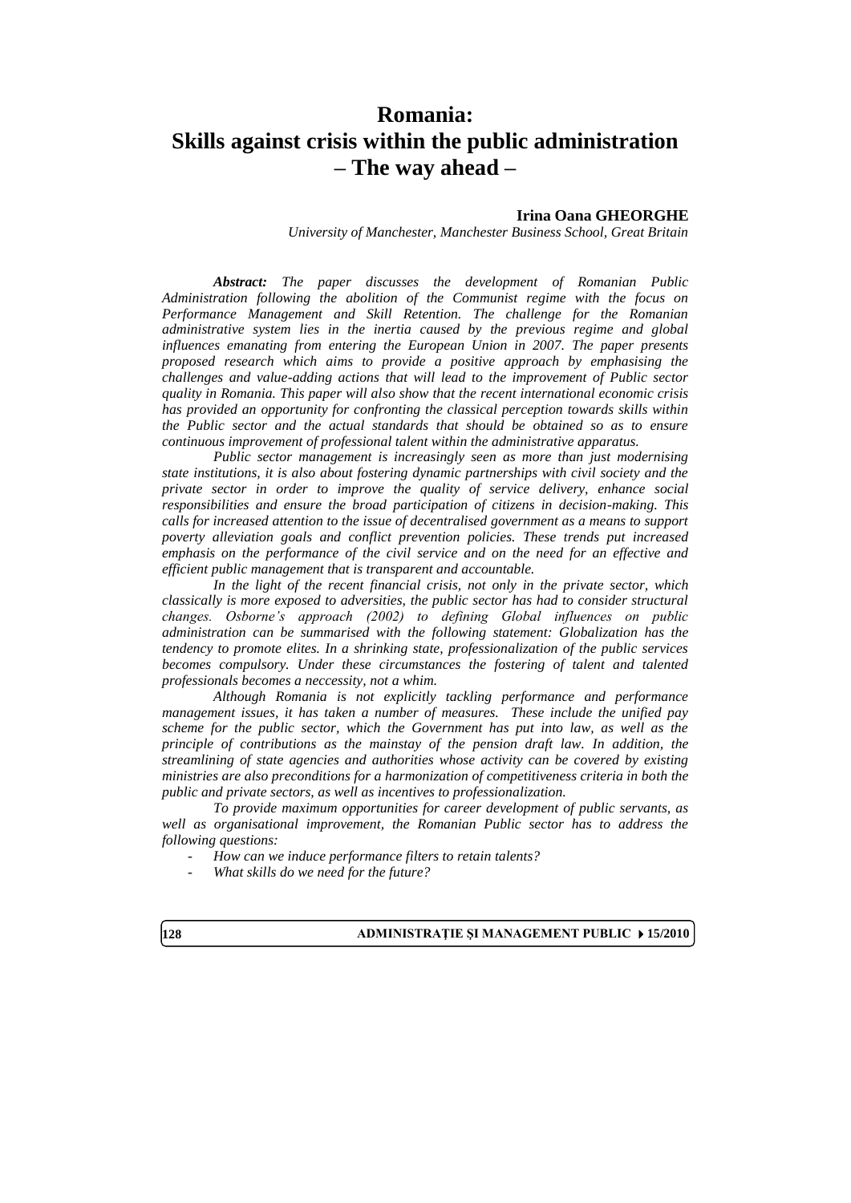# Romania:
# Skills against crisis within the public administration
# – The way ahead –

**Irina Oana GHEORGHE**

*University of Manchester, Manchester Business School, Great Britain*

***Abstract:*** *The paper discusses the development of Romanian Public Administration following the abolition of the Communist regime with the focus on Performance Management and Skill Retention. The challenge for the Romanian administrative system lies in the inertia caused by the previous regime and global influences emanating from entering the European Union in 2007. The paper presents proposed research which aims to provide a positive approach by emphasising the challenges and value-adding actions that will lead to the improvement of Public sector quality in Romania. This paper will also show that the recent international economic crisis has provided an opportunity for confronting the classical perception towards skills within the Public sector and the actual standards that should be obtained so as to ensure continuous improvement of professional talent within the administrative apparatus.*

*Public sector management is increasingly seen as more than just modernising state institutions, it is also about fostering dynamic partnerships with civil society and the private sector in order to improve the quality of service delivery, enhance social responsibilities and ensure the broad participation of citizens in decision-making. This calls for increased attention to the issue of decentralised government as a means to support poverty alleviation goals and conflict prevention policies. These trends put increased emphasis on the performance of the civil service and on the need for an effective and efficient public management that is transparent and accountable.*

*In the light of the recent financial crisis, not only in the private sector, which classically is more exposed to adversities, the public sector has had to consider structural changes. Osborne's approach (2002) to defining Global influences on public administration can be summarised with the following statement: Globalization has the tendency to promote elites. In a shrinking state, professionalization of the public services becomes compulsory. Under these circumstances the fostering of talent and talented professionals becomes a neccessity, not a whim.*

*Although Romania is not explicitly tackling performance and performance management issues, it has taken a number of measures. These include the unified pay scheme for the public sector, which the Government has put into law, as well as the principle of contributions as the mainstay of the pension draft law. In addition, the streamlining of state agencies and authorities whose activity can be covered by existing ministries are also preconditions for a harmonization of competitiveness criteria in both the public and private sectors, as well as incentives to professionalization.*

*To provide maximum opportunities for career development of public servants, as well as organisational improvement, the Romanian Public sector has to address the following questions:*

- *How can we induce performance filters to retain talents?*
- *What skills do we need for the future?*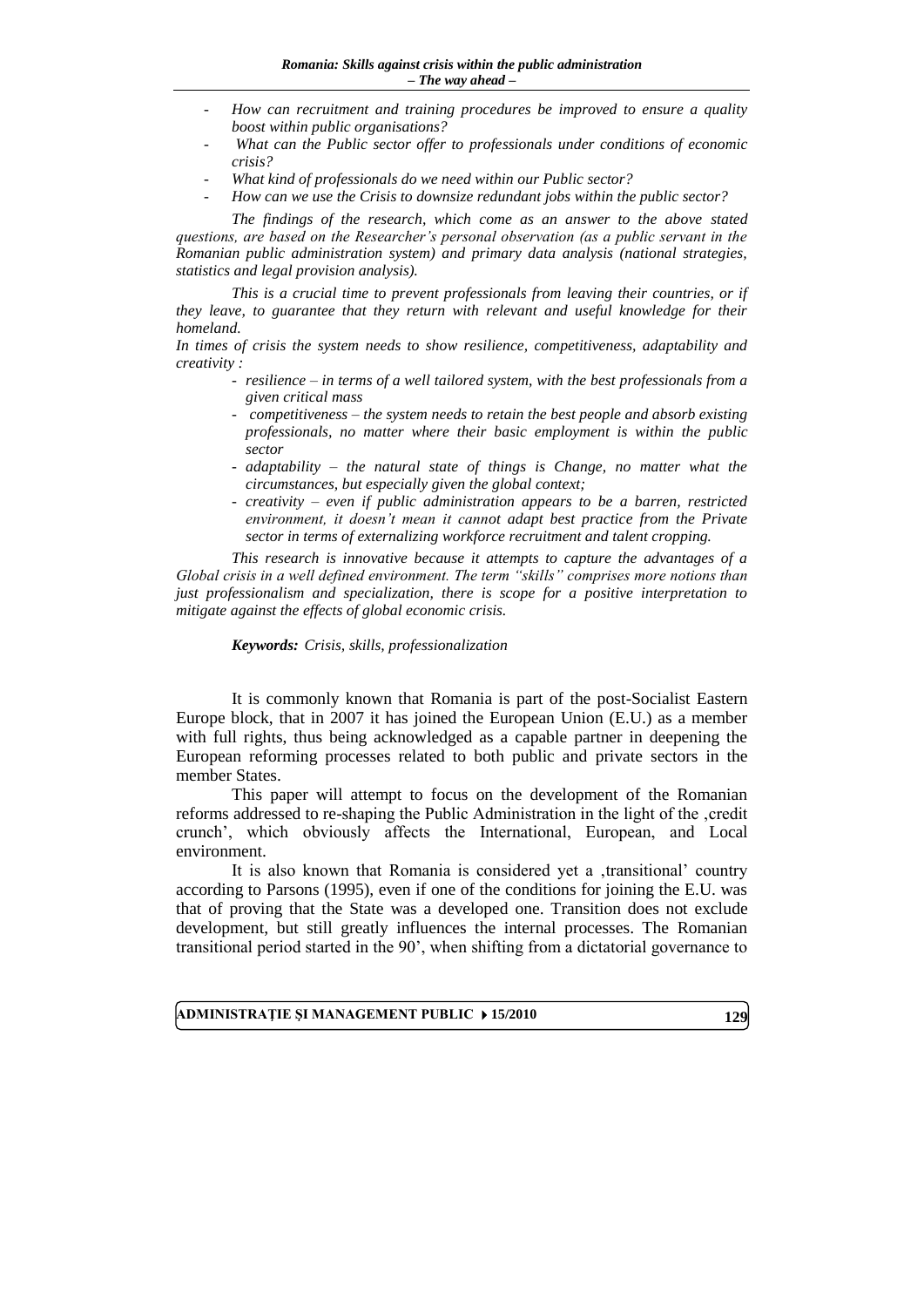- *How can recruitment and training procedures be improved to ensure a quality boost within public organisations?*
- *What can the Public sector offer to professionals under conditions of economic crisis?*
- *What kind of professionals do we need within our Public sector?*
- *How can we use the Crisis to downsize redundant jobs within the public sector?*

*The findings of the research, which come as an answer to the above stated questions, are based on the Researcher's personal observation (as a public servant in the Romanian public administration system) and primary data analysis (national strategies, statistics and legal provision analysis).*

*This is a crucial time to prevent professionals from leaving their countries, or if they leave, to guarantee that they return with relevant and useful knowledge for their homeland.*

*In times of crisis the system needs to show resilience, competitiveness, adaptability and creativity :*

- *resilience – in terms of a well tailored system, with the best professionals from a given critical mass*
- *competitiveness – the system needs to retain the best people and absorb existing professionals, no matter where their basic employment is within the public sector*
- *adaptability – the natural state of things is Change, no matter what the circumstances, but especially given the global context;*
- *creativity – even if public administration appears to be a barren, restricted environment, it doesn't mean it cannot adapt best practice from the Private sector in terms of externalizing workforce recruitment and talent cropping.*

*This research is innovative because it attempts to capture the advantages of a Global crisis in a well defined environment. The term "skills" comprises more notions than just professionalism and specialization, there is scope for a positive interpretation to mitigate against the effects of global economic crisis.*

***Keywords:*** *Crisis, skills, professionalization*

It is commonly known that Romania is part of the post-Socialist Eastern Europe block, that in 2007 it has joined the European Union (E.U.) as a member with full rights, thus being acknowledged as a capable partner in deepening the European reforming processes related to both public and private sectors in the member States.

This paper will attempt to focus on the development of the Romanian reforms addressed to re-shaping the Public Administration in the light of the ‚credit crunch', which obviously affects the International, European, and Local environment.

It is also known that Romania is considered yet a ‚transitional' country according to Parsons (1995), even if one of the conditions for joining the E.U. was that of proving that the State was a developed one. Transition does not exclude development, but still greatly influences the internal processes. The Romanian transitional period started in the 90', when shifting from a dictatorial governance to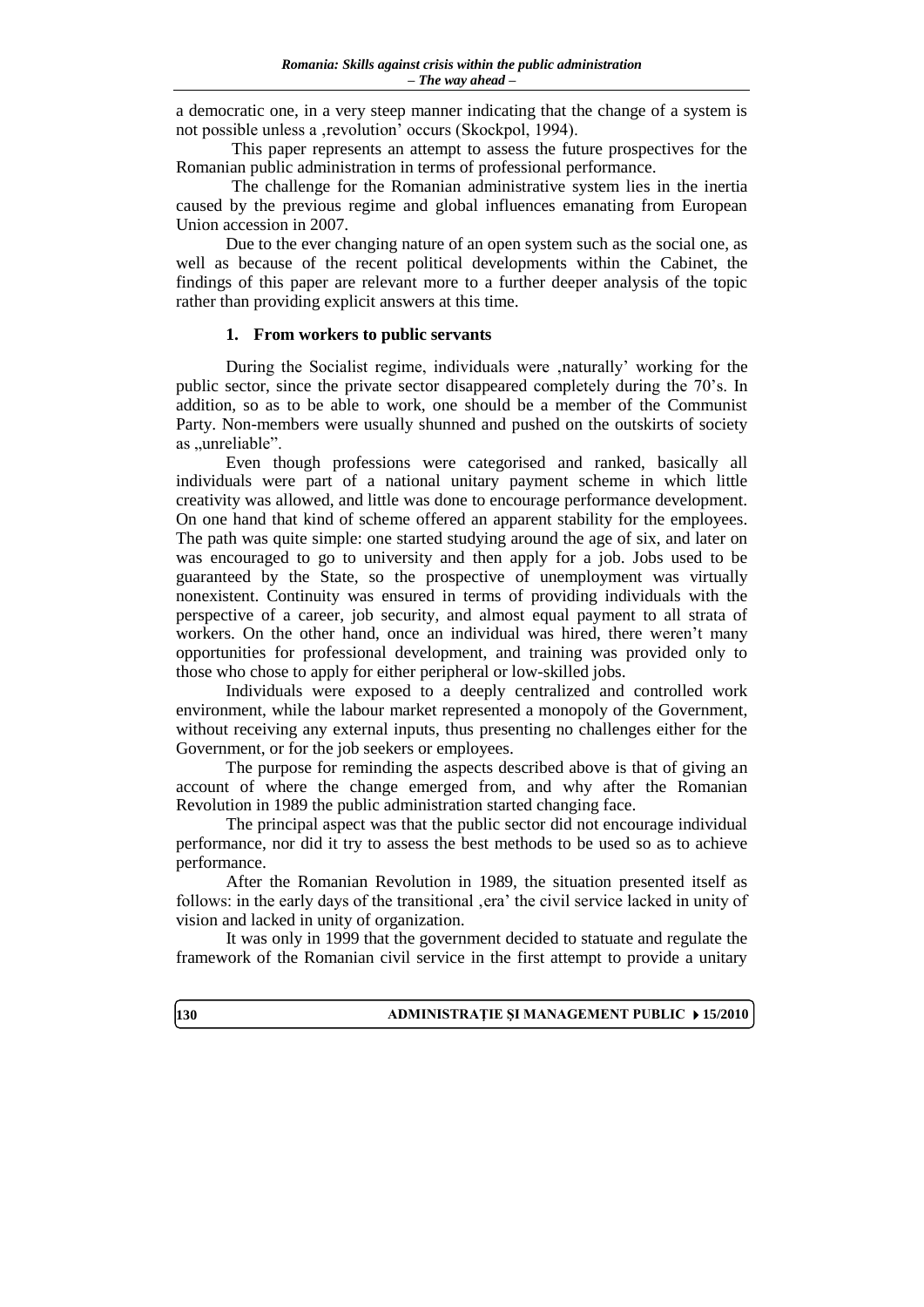a democratic one, in a very steep manner indicating that the change of a system is not possible unless a ‚revolution' occurs (Skockpol, 1994).

This paper represents an attempt to assess the future prospectives for the Romanian public administration in terms of professional performance.

The challenge for the Romanian administrative system lies in the inertia caused by the previous regime and global influences emanating from European Union accession in 2007.

Due to the ever changing nature of an open system such as the social one, as well as because of the recent political developments within the Cabinet, the findings of this paper are relevant more to a further deeper analysis of the topic rather than providing explicit answers at this time.

## 1. From workers to public servants

During the Socialist regime, individuals were ‚naturally' working for the public sector, since the private sector disappeared completely during the 70's. In addition, so as to be able to work, one should be a member of the Communist Party. Non-members were usually shunned and pushed on the outskirts of society as „unreliable".

Even though professions were categorised and ranked, basically all individuals were part of a national unitary payment scheme in which little creativity was allowed, and little was done to encourage performance development. On one hand that kind of scheme offered an apparent stability for the employees. The path was quite simple: one started studying around the age of six, and later on was encouraged to go to university and then apply for a job. Jobs used to be guaranteed by the State, so the prospective of unemployment was virtually nonexistent. Continuity was ensured in terms of providing individuals with the perspective of a career, job security, and almost equal payment to all strata of workers. On the other hand, once an individual was hired, there weren't many opportunities for professional development, and training was provided only to those who chose to apply for either peripheral or low-skilled jobs.

Individuals were exposed to a deeply centralized and controlled work environment, while the labour market represented a monopoly of the Government, without receiving any external inputs, thus presenting no challenges either for the Government, or for the job seekers or employees.

The purpose for reminding the aspects described above is that of giving an account of where the change emerged from, and why after the Romanian Revolution in 1989 the public administration started changing face.

The principal aspect was that the public sector did not encourage individual performance, nor did it try to assess the best methods to be used so as to achieve performance.

After the Romanian Revolution in 1989, the situation presented itself as follows: in the early days of the transitional ‚era' the civil service lacked in unity of vision and lacked in unity of organization.

It was only in 1999 that the government decided to statuate and regulate the framework of the Romanian civil service in the first attempt to provide a unitary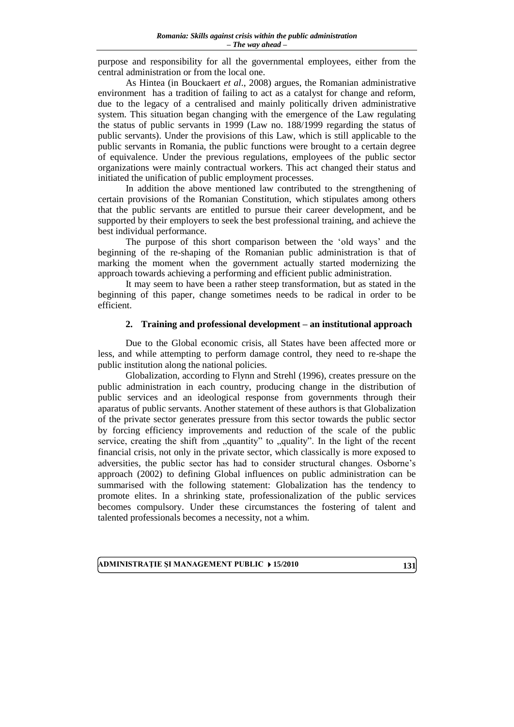purpose and responsibility for all the governmental employees, either from the central administration or from the local one.

As Hintea (in Bouckaert *et al*., 2008) argues, the Romanian administrative environment has a tradition of failing to act as a catalyst for change and reform, due to the legacy of a centralised and mainly politically driven administrative system. This situation began changing with the emergence of the Law regulating the status of public servants in 1999 (Law no. 188/1999 regarding the status of public servants). Under the provisions of this Law, which is still applicable to the public servants in Romania, the public functions were brought to a certain degree of equivalence. Under the previous regulations, employees of the public sector organizations were mainly contractual workers. This act changed their status and initiated the unification of public employment processes.

In addition the above mentioned law contributed to the strengthening of certain provisions of the Romanian Constitution, which stipulates among others that the public servants are entitled to pursue their career development, and be supported by their employers to seek the best professional training, and achieve the best individual performance.

The purpose of this short comparison between the 'old ways' and the beginning of the re-shaping of the Romanian public administration is that of marking the moment when the government actually started modernizing the approach towards achieving a performing and efficient public administration.

It may seem to have been a rather steep transformation, but as stated in the beginning of this paper, change sometimes needs to be radical in order to be efficient.

## 2. Training and professional development – an institutional approach

Due to the Global economic crisis, all States have been affected more or less, and while attempting to perform damage control, they need to re-shape the public institution along the national policies.

Globalization, according to Flynn and Strehl (1996), creates pressure on the public administration in each country, producing change in the distribution of public services and an ideological response from governments through their aparatus of public servants. Another statement of these authors is that Globalization of the private sector generates pressure from this sector towards the public sector by forcing efficiency improvements and reduction of the scale of the public service, creating the shift from „quantity" to „quality". In the light of the recent financial crisis, not only in the private sector, which classically is more exposed to adversities, the public sector has had to consider structural changes. Osborne's approach (2002) to defining Global influences on public administration can be summarised with the following statement: Globalization has the tendency to promote elites. In a shrinking state, professionalization of the public services becomes compulsory. Under these circumstances the fostering of talent and talented professionals becomes a necessity, not a whim.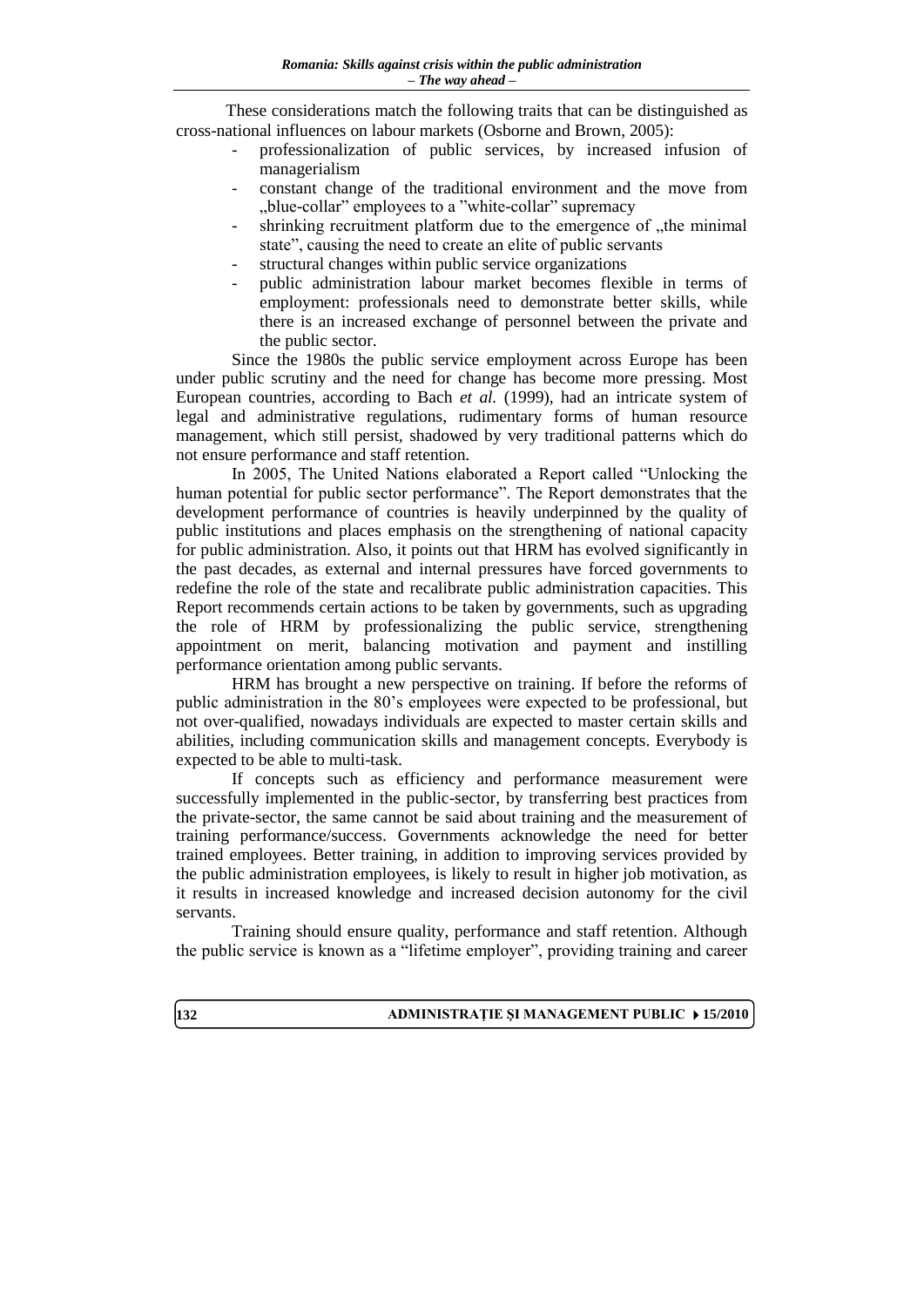These considerations match the following traits that can be distinguished as cross-national influences on labour markets (Osborne and Brown, 2005):

- professionalization of public services, by increased infusion of managerialism
- constant change of the traditional environment and the move from „blue-collar" employees to a "white-collar" supremacy
- shrinking recruitment platform due to the emergence of „the minimal state", causing the need to create an elite of public servants
- structural changes within public service organizations
- public administration labour market becomes flexible in terms of employment: professionals need to demonstrate better skills, while there is an increased exchange of personnel between the private and the public sector.

Since the 1980s the public service employment across Europe has been under public scrutiny and the need for change has become more pressing. Most European countries, according to Bach *et al.* (1999), had an intricate system of legal and administrative regulations, rudimentary forms of human resource management, which still persist, shadowed by very traditional patterns which do not ensure performance and staff retention.

In 2005, The United Nations elaborated a Report called "Unlocking the human potential for public sector performance". The Report demonstrates that the development performance of countries is heavily underpinned by the quality of public institutions and places emphasis on the strengthening of national capacity for public administration. Also, it points out that HRM has evolved significantly in the past decades, as external and internal pressures have forced governments to redefine the role of the state and recalibrate public administration capacities. This Report recommends certain actions to be taken by governments, such as upgrading the role of HRM by professionalizing the public service, strengthening appointment on merit, balancing motivation and payment and instilling performance orientation among public servants.

HRM has brought a new perspective on training. If before the reforms of public administration in the 80's employees were expected to be professional, but not over-qualified, nowadays individuals are expected to master certain skills and abilities, including communication skills and management concepts. Everybody is expected to be able to multi-task.

If concepts such as efficiency and performance measurement were successfully implemented in the public-sector, by transferring best practices from the private-sector, the same cannot be said about training and the measurement of training performance/success. Governments acknowledge the need for better trained employees. Better training, in addition to improving services provided by the public administration employees, is likely to result in higher job motivation, as it results in increased knowledge and increased decision autonomy for the civil servants.

Training should ensure quality, performance and staff retention. Although the public service is known as a "lifetime employer", providing training and career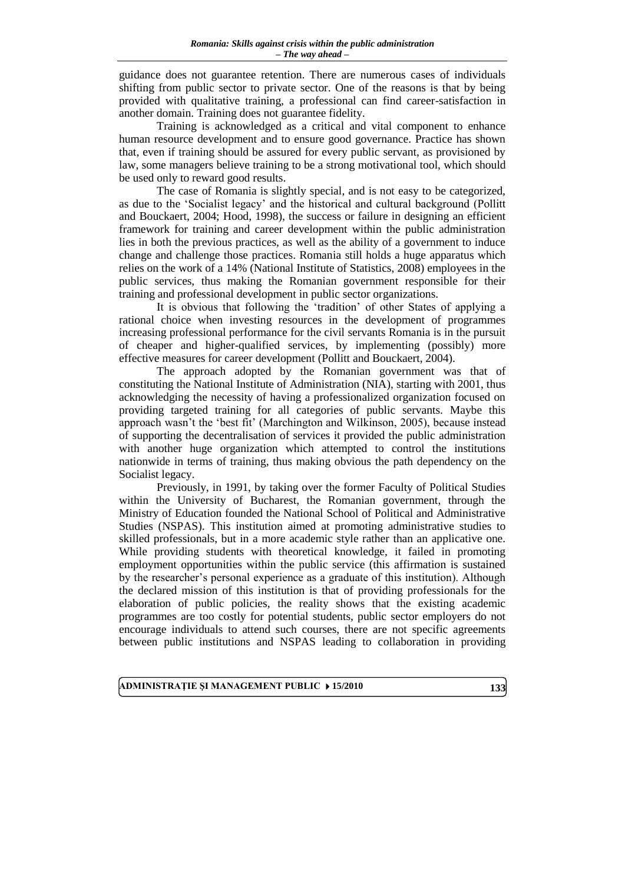guidance does not guarantee retention. There are numerous cases of individuals shifting from public sector to private sector. One of the reasons is that by being provided with qualitative training, a professional can find career-satisfaction in another domain. Training does not guarantee fidelity.

Training is acknowledged as a critical and vital component to enhance human resource development and to ensure good governance. Practice has shown that, even if training should be assured for every public servant, as provisioned by law, some managers believe training to be a strong motivational tool, which should be used only to reward good results.

The case of Romania is slightly special, and is not easy to be categorized, as due to the 'Socialist legacy' and the historical and cultural background (Pollitt and Bouckaert, 2004; Hood, 1998), the success or failure in designing an efficient framework for training and career development within the public administration lies in both the previous practices, as well as the ability of a government to induce change and challenge those practices. Romania still holds a huge apparatus which relies on the work of a 14% (National Institute of Statistics, 2008) employees in the public services, thus making the Romanian government responsible for their training and professional development in public sector organizations.

It is obvious that following the 'tradition' of other States of applying a rational choice when investing resources in the development of programmes increasing professional performance for the civil servants Romania is in the pursuit of cheaper and higher-qualified services, by implementing (possibly) more effective measures for career development (Pollitt and Bouckaert, 2004).

The approach adopted by the Romanian government was that of constituting the National Institute of Administration (NIA), starting with 2001, thus acknowledging the necessity of having a professionalized organization focused on providing targeted training for all categories of public servants. Maybe this approach wasn't the 'best fit' (Marchington and Wilkinson, 2005), because instead of supporting the decentralisation of services it provided the public administration with another huge organization which attempted to control the institutions nationwide in terms of training, thus making obvious the path dependency on the Socialist legacy.

Previously, in 1991, by taking over the former Faculty of Political Studies within the University of Bucharest, the Romanian government, through the Ministry of Education founded the National School of Political and Administrative Studies (NSPAS). This institution aimed at promoting administrative studies to skilled professionals, but in a more academic style rather than an applicative one. While providing students with theoretical knowledge, it failed in promoting employment opportunities within the public service (this affirmation is sustained by the researcher's personal experience as a graduate of this institution). Although the declared mission of this institution is that of providing professionals for the elaboration of public policies, the reality shows that the existing academic programmes are too costly for potential students, public sector employers do not encourage individuals to attend such courses, there are not specific agreements between public institutions and NSPAS leading to collaboration in providing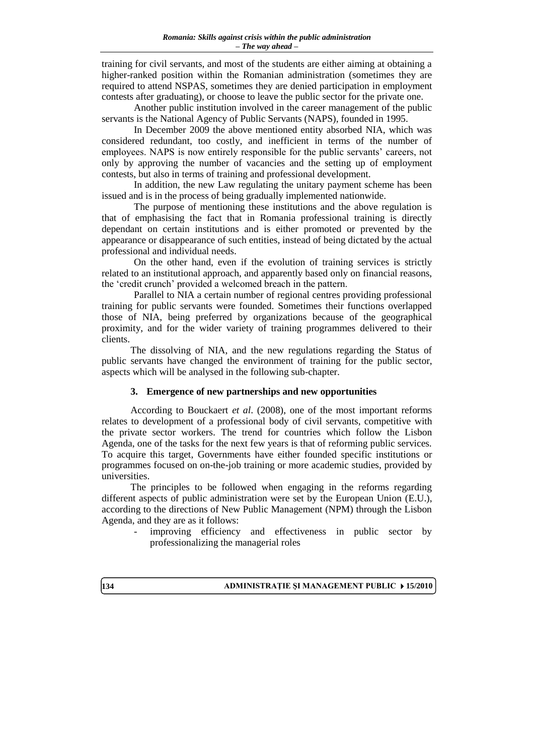training for civil servants, and most of the students are either aiming at obtaining a higher-ranked position within the Romanian administration (sometimes they are required to attend NSPAS, sometimes they are denied participation in employment contests after graduating), or choose to leave the public sector for the private one.

Another public institution involved in the career management of the public servants is the National Agency of Public Servants (NAPS), founded in 1995.

In December 2009 the above mentioned entity absorbed NIA, which was considered redundant, too costly, and inefficient in terms of the number of employees. NAPS is now entirely responsible for the public servants' careers, not only by approving the number of vacancies and the setting up of employment contests, but also in terms of training and professional development.

In addition, the new Law regulating the unitary payment scheme has been issued and is in the process of being gradually implemented nationwide.

The purpose of mentioning these institutions and the above regulation is that of emphasising the fact that in Romania professional training is directly dependant on certain institutions and is either promoted or prevented by the appearance or disappearance of such entities, instead of being dictated by the actual professional and individual needs.

On the other hand, even if the evolution of training services is strictly related to an institutional approach, and apparently based only on financial reasons, the 'credit crunch' provided a welcomed breach in the pattern.

Parallel to NIA a certain number of regional centres providing professional training for public servants were founded. Sometimes their functions overlapped those of NIA, being preferred by organizations because of the geographical proximity, and for the wider variety of training programmes delivered to their clients.

The dissolving of NIA, and the new regulations regarding the Status of public servants have changed the environment of training for the public sector, aspects which will be analysed in the following sub-chapter.

## 3. Emergence of new partnerships and new opportunities

According to Bouckaert *et al*. (2008), one of the most important reforms relates to development of a professional body of civil servants, competitive with the private sector workers. The trend for countries which follow the Lisbon Agenda, one of the tasks for the next few years is that of reforming public services. To acquire this target, Governments have either founded specific institutions or programmes focused on on-the-job training or more academic studies, provided by universities.

The principles to be followed when engaging in the reforms regarding different aspects of public administration were set by the European Union (E.U.), according to the directions of New Public Management (NPM) through the Lisbon Agenda, and they are as it follows:

- improving efficiency and effectiveness in public sector by professionalizing the managerial roles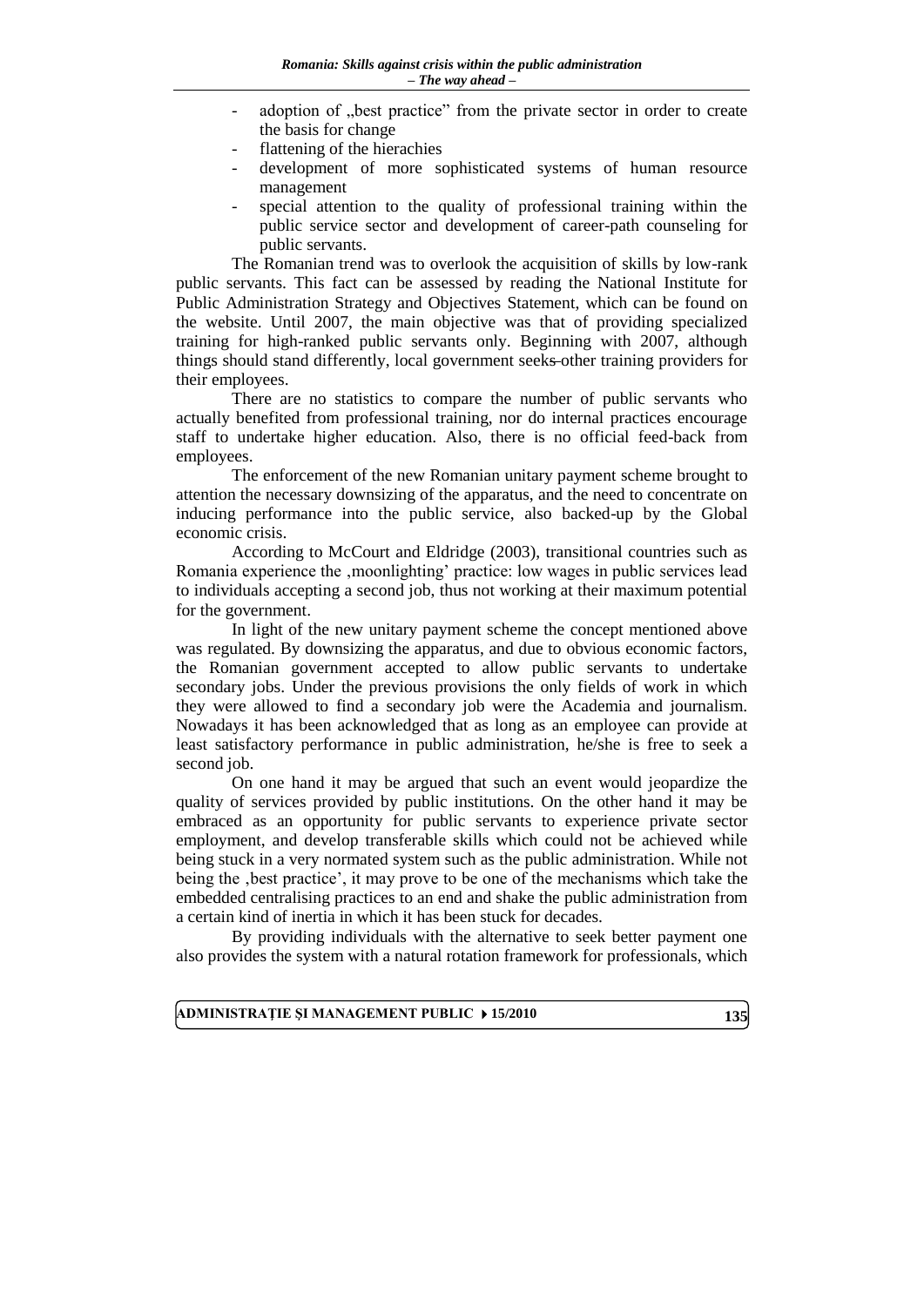- adoption of „best practice" from the private sector in order to create the basis for change
- flattening of the hierachies
- development of more sophisticated systems of human resource management
- special attention to the quality of professional training within the public service sector and development of career-path counseling for public servants.

The Romanian trend was to overlook the acquisition of skills by low-rank public servants. This fact can be assessed by reading the National Institute for Public Administration Strategy and Objectives Statement, which can be found on the website. Until 2007, the main objective was that of providing specialized training for high-ranked public servants only. Beginning with 2007, although things should stand differently, local government seeks other training providers for their employees.

There are no statistics to compare the number of public servants who actually benefited from professional training, nor do internal practices encourage staff to undertake higher education. Also, there is no official feed-back from employees.

The enforcement of the new Romanian unitary payment scheme brought to attention the necessary downsizing of the apparatus, and the need to concentrate on inducing performance into the public service, also backed-up by the Global economic crisis.

According to McCourt and Eldridge (2003), transitional countries such as Romania experience the ‚moonlighting' practice: low wages in public services lead to individuals accepting a second job, thus not working at their maximum potential for the government.

In light of the new unitary payment scheme the concept mentioned above was regulated. By downsizing the apparatus, and due to obvious economic factors, the Romanian government accepted to allow public servants to undertake secondary jobs. Under the previous provisions the only fields of work in which they were allowed to find a secondary job were the Academia and journalism. Nowadays it has been acknowledged that as long as an employee can provide at least satisfactory performance in public administration, he/she is free to seek a second job.

On one hand it may be argued that such an event would jeopardize the quality of services provided by public institutions. On the other hand it may be embraced as an opportunity for public servants to experience private sector employment, and develop transferable skills which could not be achieved while being stuck in a very normated system such as the public administration. While not being the ‚best practice', it may prove to be one of the mechanisms which take the embedded centralising practices to an end and shake the public administration from a certain kind of inertia in which it has been stuck for decades.

By providing individuals with the alternative to seek better payment one also provides the system with a natural rotation framework for professionals, which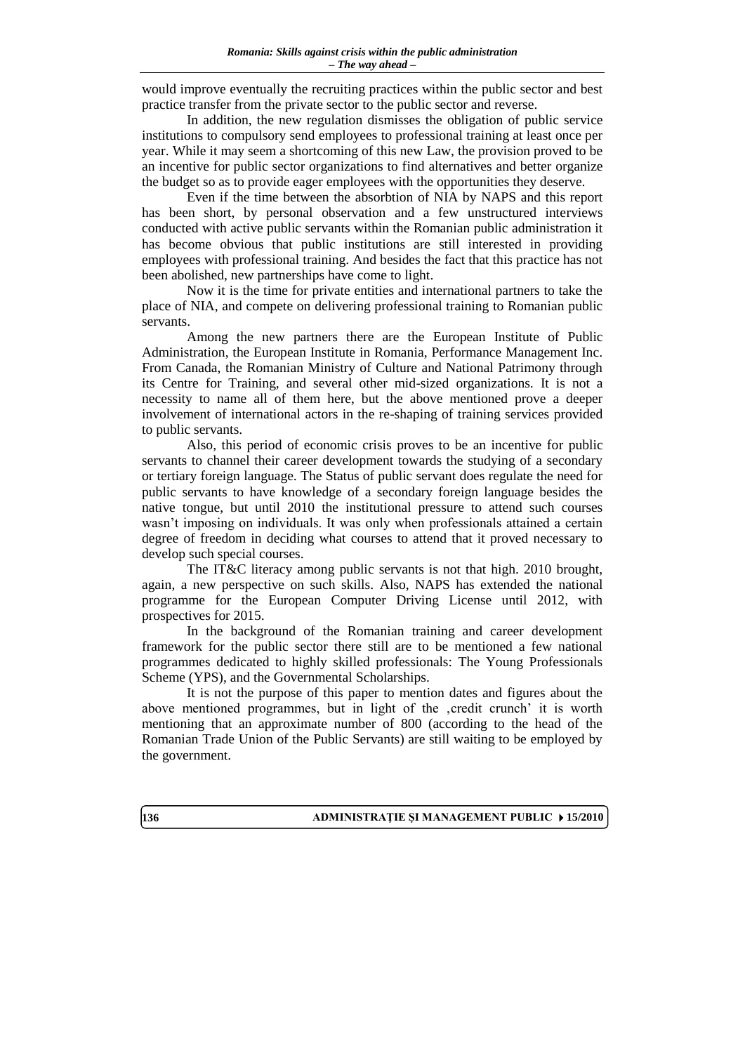would improve eventually the recruiting practices within the public sector and best practice transfer from the private sector to the public sector and reverse.

In addition, the new regulation dismisses the obligation of public service institutions to compulsory send employees to professional training at least once per year. While it may seem a shortcoming of this new Law, the provision proved to be an incentive for public sector organizations to find alternatives and better organize the budget so as to provide eager employees with the opportunities they deserve.

Even if the time between the absorbtion of NIA by NAPS and this report has been short, by personal observation and a few unstructured interviews conducted with active public servants within the Romanian public administration it has become obvious that public institutions are still interested in providing employees with professional training. And besides the fact that this practice has not been abolished, new partnerships have come to light.

Now it is the time for private entities and international partners to take the place of NIA, and compete on delivering professional training to Romanian public servants.

Among the new partners there are the European Institute of Public Administration, the European Institute in Romania, Performance Management Inc. From Canada, the Romanian Ministry of Culture and National Patrimony through its Centre for Training, and several other mid-sized organizations. It is not a necessity to name all of them here, but the above mentioned prove a deeper involvement of international actors in the re-shaping of training services provided to public servants.

Also, this period of economic crisis proves to be an incentive for public servants to channel their career development towards the studying of a secondary or tertiary foreign language. The Status of public servant does regulate the need for public servants to have knowledge of a secondary foreign language besides the native tongue, but until 2010 the institutional pressure to attend such courses wasn't imposing on individuals. It was only when professionals attained a certain degree of freedom in deciding what courses to attend that it proved necessary to develop such special courses.

The IT&C literacy among public servants is not that high. 2010 brought, again, a new perspective on such skills. Also, NAPS has extended the national programme for the European Computer Driving License until 2012, with prospectives for 2015.

In the background of the Romanian training and career development framework for the public sector there still are to be mentioned a few national programmes dedicated to highly skilled professionals: The Young Professionals Scheme (YPS), and the Governmental Scholarships.

It is not the purpose of this paper to mention dates and figures about the above mentioned programmes, but in light of the ‚credit crunch' it is worth mentioning that an approximate number of 800 (according to the head of the Romanian Trade Union of the Public Servants) are still waiting to be employed by the government.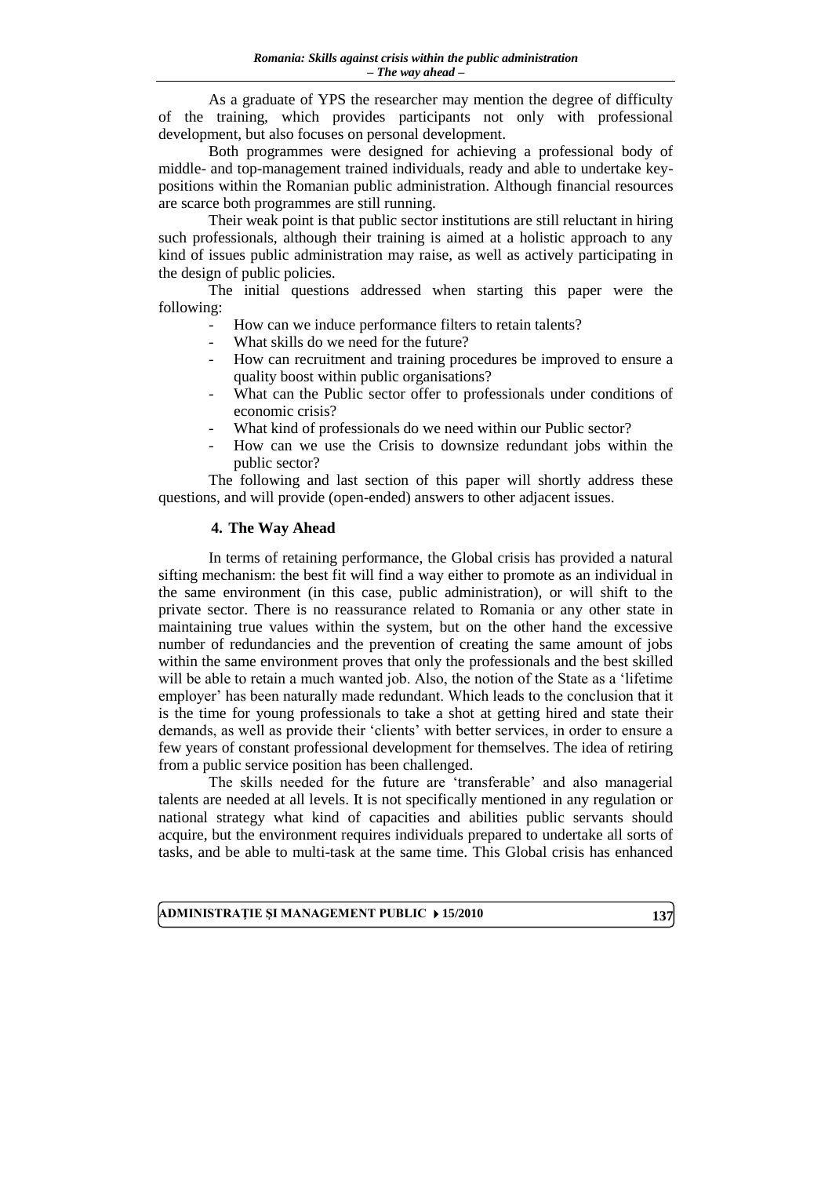As a graduate of YPS the researcher may mention the degree of difficulty of the training, which provides participants not only with professional development, but also focuses on personal development.

Both programmes were designed for achieving a professional body of middle- and top-management trained individuals, ready and able to undertake key-positions within the Romanian public administration. Although financial resources are scarce both programmes are still running.

Their weak point is that public sector institutions are still reluctant in hiring such professionals, although their training is aimed at a holistic approach to any kind of issues public administration may raise, as well as actively participating in the design of public policies.

The initial questions addressed when starting this paper were the following:

- How can we induce performance filters to retain talents?
- What skills do we need for the future?
- How can recruitment and training procedures be improved to ensure a quality boost within public organisations?
- What can the Public sector offer to professionals under conditions of economic crisis?
- What kind of professionals do we need within our Public sector?
- How can we use the Crisis to downsize redundant jobs within the public sector?

The following and last section of this paper will shortly address these questions, and will provide (open-ended) answers to other adjacent issues.

## 4. The Way Ahead

In terms of retaining performance, the Global crisis has provided a natural sifting mechanism: the best fit will find a way either to promote as an individual in the same environment (in this case, public administration), or will shift to the private sector. There is no reassurance related to Romania or any other state in maintaining true values within the system, but on the other hand the excessive number of redundancies and the prevention of creating the same amount of jobs within the same environment proves that only the professionals and the best skilled will be able to retain a much wanted job. Also, the notion of the State as a 'lifetime employer' has been naturally made redundant. Which leads to the conclusion that it is the time for young professionals to take a shot at getting hired and state their demands, as well as provide their 'clients' with better services, in order to ensure a few years of constant professional development for themselves. The idea of retiring from a public service position has been challenged.

The skills needed for the future are 'transferable' and also managerial talents are needed at all levels. It is not specifically mentioned in any regulation or national strategy what kind of capacities and abilities public servants should acquire, but the environment requires individuals prepared to undertake all sorts of tasks, and be able to multi-task at the same time. This Global crisis has enhanced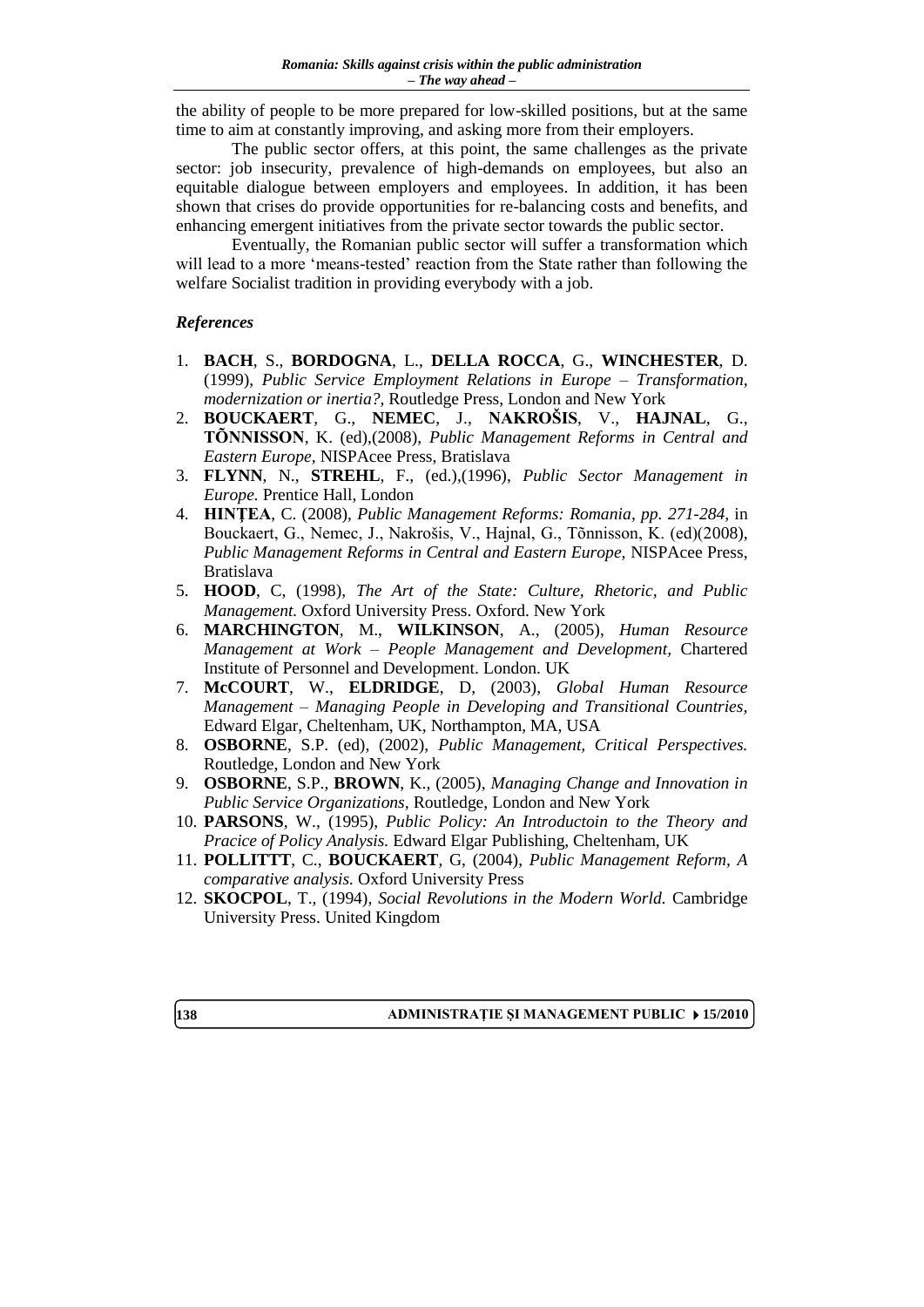the ability of people to be more prepared for low-skilled positions, but at the same time to aim at constantly improving, and asking more from their employers.

The public sector offers, at this point, the same challenges as the private sector: job insecurity, prevalence of high-demands on employees, but also an equitable dialogue between employers and employees. In addition, it has been shown that crises do provide opportunities for re-balancing costs and benefits, and enhancing emergent initiatives from the private sector towards the public sector.

Eventually, the Romanian public sector will suffer a transformation which will lead to a more 'means-tested' reaction from the State rather than following the welfare Socialist tradition in providing everybody with a job.

### *References*

1. **BACH**, S., **BORDOGNA**, L., **DELLA ROCCA**, G., **WINCHESTER**, D. (1999), *Public Service Employment Relations in Europe – Transformation, modernization or inertia?,* Routledge Press, London and New York
2. **BOUCKAERT**, G., **NEMEC**, J., **NAKROŠIS**, V., **HAJNAL**, G., **TÕNNISSON**, K. (ed),(2008), *Public Management Reforms in Central and Eastern Europe,* NISPAcee Press, Bratislava
3. **FLYNN**, N., **STREHL**, F., (ed.),(1996), *Public Sector Management in Europe.* Prentice Hall, London
4. **HINȚEA**, C. (2008), *Public Management Reforms: Romania, pp. 271-284,* in Bouckaert, G., Nemec, J., Nakrošis, V., Hajnal, G., Tõnnisson, K. (ed)(2008), *Public Management Reforms in Central and Eastern Europe,* NISPAcee Press, Bratislava
5. **HOOD**, C, (1998), *The Art of the State: Culture, Rhetoric, and Public Management.* Oxford University Press. Oxford. New York
6. **MARCHINGTON**, M., **WILKINSON**, A., (2005), *Human Resource Management at Work – People Management and Development,* Chartered Institute of Personnel and Development. London. UK
7. **McCOURT**, W., **ELDRIDGE**, D, (2003), *Global Human Resource Management – Managing People in Developing and Transitional Countries,* Edward Elgar, Cheltenham, UK, Northampton, MA, USA
8. **OSBORNE**, S.P. (ed), (2002), *Public Management, Critical Perspectives.* Routledge, London and New York
9. **OSBORNE**, S.P., **BROWN**, K., (2005), *Managing Change and Innovation in Public Service Organizations*, Routledge, London and New York
10. **PARSONS**, W., (1995), *Public Policy: An Introductoin to the Theory and Pracice of Policy Analysis.* Edward Elgar Publishing, Cheltenham, UK
11. **POLLITTT**, C., **BOUCKAERT**, G, (2004), *Public Management Reform, A comparative analysis.* Oxford University Press
12. **SKOCPOL**, T., (1994), *Social Revolutions in the Modern World.* Cambridge University Press. United Kingdom